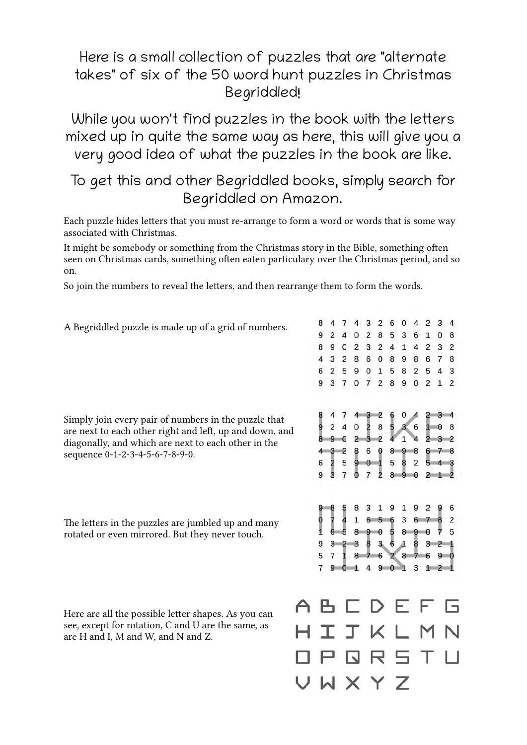Here is a small collection of puzzles that are "alternate takes" of six of the 50 word hunt puzzles in Christmas Begriddled!

While you won't find puzzles in the book with the letters mixed up in quite the same way as here, this will give you a very good idea of what the puzzles in the book are like.

To get this and other Begriddled books, simply search for Begriddled on Amazon.

Each puzzle hides letters that you must re-arrange to form a word or words that is some way associated with Christmas.

It might be somebody or something from the Christmas story in the Bible, something often seen on Christmas cards, something often eaten particulary over the Christmas period, and so on.

So join the numbers to reveal the letters, and then rearrange them to form the words.

A Begriddled puzzle is made up of a grid of numbers.

```
8 4 7 4 3 2 6 0 4 2 3 4
9 2 4 0 2 8 5 3 6 1 0 8
8 9 0 2 3 2 4 1 4 2 3 2
4 3 2 8 6 0 8 9 8 6 7 8
6 2 5 9 0 1 5 8 2 5 4 3
9 3 7 0 7 2 8 9 0 2 1 2
```

Simply join every pair of numbers in the puzzle that are next to each other right and left, up and down, and diagonally, and which are next to each other in the sequence 0-1-2-3-4-5-6-7-8-9-0.

```
8 4 7 4 3 2 6 0 4 2 3 4
9 2 4 0 2 8 5 3 6 1 0 8
8 9 0 2 3 2 4 1 4 2 3 2
4 3 2 8 6 0 8 9 8 6 7 8
6 2 5 9 0 1 5 8 2 5 4 3
9 3 7 0 7 2 8 9 0 2 1 2
```

The letters in the puzzles are jumbled up and many rotated or even mirrored. But they never touch.

```
9 8 5 8 3 1 9 1 9 2 9 6
0 7 4 1 6 5 6 3 6 7 8 2
1 6 5 8 9 0 5 8 9 0 7 5
9 3 2 3 8 3 6 1 8 3 2 1
5 7 1 8 7 6 2 8 7 6 9 0
7 9 0 1 4 9 0 1 3 1 2 1
```

Here are all the possible letter shapes. As you can see, except for rotation, C and U are the same, as are H and I, M and W, and N and Z.

A B C D E F G
H I J K L M N
O P Q R S T U
V W X Y Z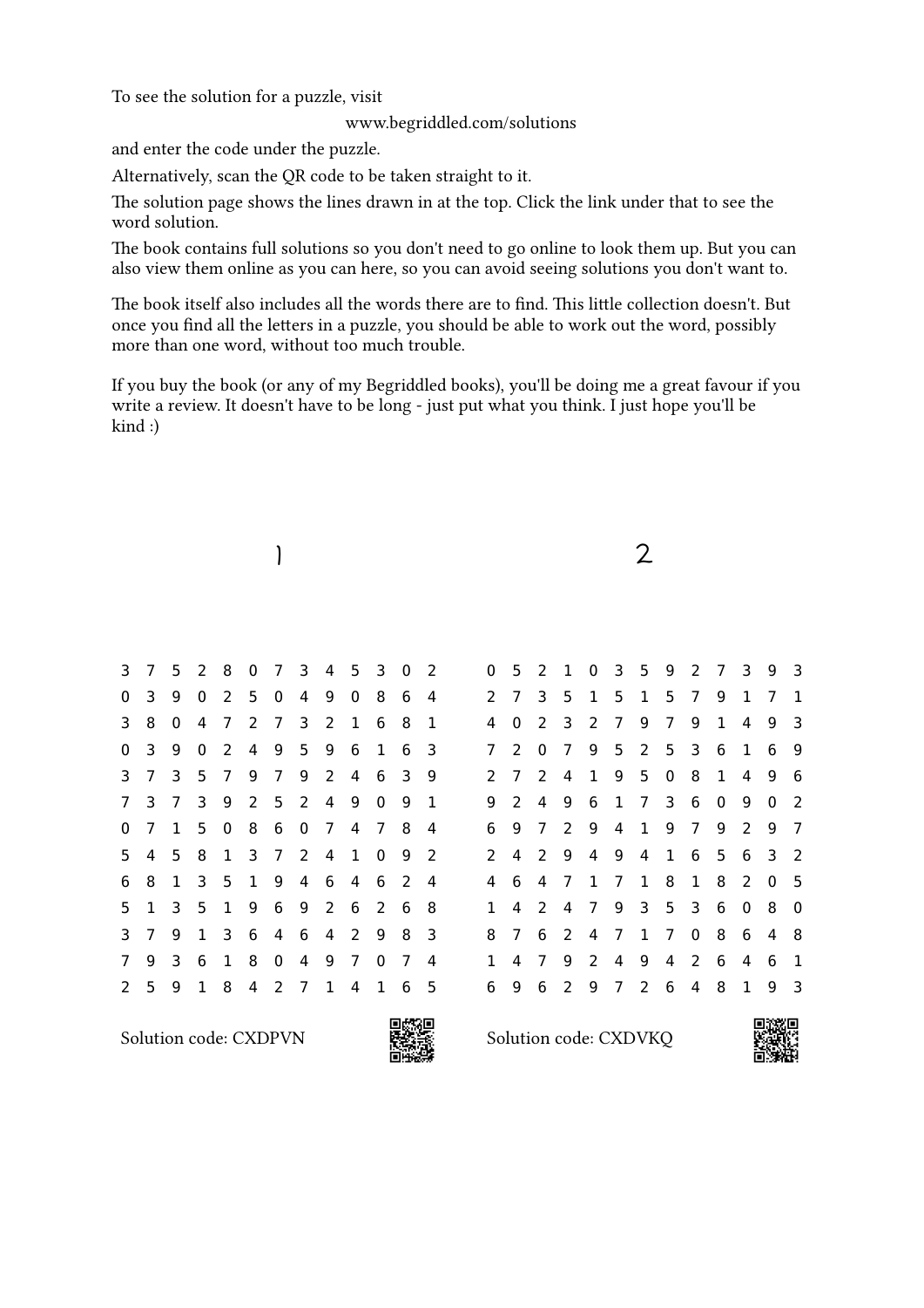To see the solution for a puzzle, visit

www.begriddled.com/solutions

and enter the code under the puzzle.

Alternatively, scan the QR code to be taken straight to it.

The solution page shows the lines drawn in at the top. Click the link under that to see the word solution.

The book contains full solutions so you don't need to go online to look them up. But you can also view them online as you can here, so you can avoid seeing solutions you don't want to.

The book itself also includes all the words there are to find. This little collection doesn't. But once you find all the letters in a puzzle, you should be able to work out the word, possibly more than one word, without too much trouble.

If you buy the book (or any of my Begriddled books), you'll be doing me a great favour if you write a review. It doesn't have to be long - just put what you think. I just hope you'll be kind :)

## 1

```
3 7 5 2 8 0 7 3 4 5 3 0 2
0 3 9 0 2 5 0 4 9 0 8 6 4
3 8 0 4 7 2 7 3 2 1 6 8 1
0 3 9 0 2 4 9 5 9 6 1 6 3
3 7 3 5 7 9 7 9 2 4 6 3 9
7 3 7 3 9 2 5 2 4 9 0 9 1
0 7 1 5 0 8 6 0 7 4 7 8 4
5 4 5 8 1 3 7 2 4 1 0 9 2
6 8 1 3 5 1 9 4 6 4 6 2 4
5 1 3 5 1 9 6 9 2 6 2 6 8
3 7 9 1 3 6 4 6 4 2 9 8 3
7 9 3 6 1 8 0 4 9 7 0 7 4
2 5 9 1 8 4 2 7 1 4 1 6 5
```

Solution code: CXDPVN

## 2

```
0 5 2 1 0 3 5 9 2 7 3 9 3
2 7 3 5 1 5 1 5 7 9 1 7 1
4 0 2 3 2 7 9 7 9 1 4 9 3
7 2 0 7 9 5 2 5 3 6 1 6 9
2 7 2 4 1 9 5 0 8 1 4 9 6
9 2 4 9 6 1 7 3 6 0 9 0 2
6 9 7 2 9 4 1 9 7 9 2 9 7
2 4 2 9 4 9 4 1 6 5 6 3 2
4 6 4 7 1 7 1 8 1 8 2 0 5
1 4 2 4 7 9 3 5 3 6 0 8 0
8 7 6 2 4 7 1 7 0 8 6 4 8
1 4 7 9 2 4 9 4 2 6 4 6 1
6 9 6 2 9 7 2 6 4 8 1 9 3
```

Solution code: CXDVKQ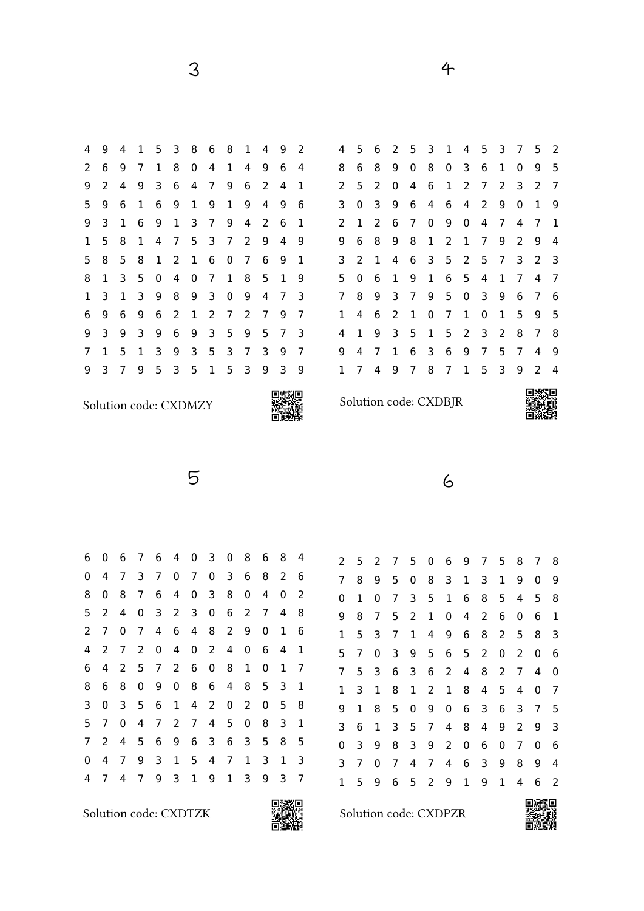# 3

| | | | | | | | | | | | | |
|---|---|---|---|---|---|---|---|---|---|---|---|---|
| 4 | 9 | 4 | 1 | 5 | 3 | 8 | 6 | 8 | 1 | 4 | 9 | 2 |
| 2 | 6 | 9 | 7 | 1 | 8 | 0 | 4 | 1 | 4 | 9 | 6 | 4 |
| 9 | 2 | 4 | 9 | 3 | 6 | 4 | 7 | 9 | 6 | 2 | 4 | 1 |
| 5 | 9 | 6 | 1 | 6 | 9 | 1 | 9 | 1 | 9 | 4 | 9 | 6 |
| 9 | 3 | 1 | 6 | 9 | 1 | 3 | 7 | 9 | 4 | 2 | 6 | 1 |
| 1 | 5 | 8 | 1 | 4 | 7 | 5 | 3 | 7 | 2 | 9 | 4 | 9 |
| 5 | 8 | 5 | 8 | 1 | 2 | 1 | 6 | 0 | 7 | 6 | 9 | 1 |
| 8 | 1 | 3 | 5 | 0 | 4 | 0 | 7 | 1 | 8 | 5 | 1 | 9 |
| 1 | 3 | 1 | 3 | 9 | 8 | 9 | 3 | 0 | 9 | 4 | 7 | 3 |
| 6 | 9 | 6 | 9 | 6 | 2 | 1 | 2 | 7 | 2 | 7 | 9 | 7 |
| 9 | 3 | 9 | 3 | 9 | 6 | 9 | 3 | 5 | 9 | 5 | 7 | 3 |
| 7 | 1 | 5 | 1 | 3 | 9 | 3 | 5 | 3 | 7 | 3 | 9 | 7 |
| 9 | 3 | 7 | 9 | 5 | 3 | 5 | 1 | 5 | 3 | 9 | 3 | 9 |

Solution code: CXDMZY

# 4

| | | | | | | | | | | | | |
|---|---|---|---|---|---|---|---|---|---|---|---|---|
| 4 | 5 | 6 | 2 | 5 | 3 | 1 | 4 | 5 | 3 | 7 | 5 | 2 |
| 8 | 6 | 8 | 9 | 0 | 8 | 0 | 3 | 6 | 1 | 0 | 9 | 5 |
| 2 | 5 | 2 | 0 | 4 | 6 | 1 | 2 | 7 | 2 | 3 | 2 | 7 |
| 3 | 0 | 3 | 9 | 6 | 4 | 6 | 4 | 2 | 9 | 0 | 1 | 9 |
| 2 | 1 | 2 | 6 | 7 | 0 | 9 | 0 | 4 | 7 | 4 | 7 | 1 |
| 9 | 6 | 8 | 9 | 8 | 1 | 2 | 1 | 7 | 9 | 2 | 9 | 4 |
| 3 | 2 | 1 | 4 | 6 | 3 | 5 | 2 | 5 | 7 | 3 | 2 | 3 |
| 5 | 0 | 6 | 1 | 9 | 1 | 6 | 5 | 4 | 1 | 7 | 4 | 7 |
| 7 | 8 | 9 | 3 | 7 | 9 | 5 | 0 | 3 | 9 | 6 | 7 | 6 |
| 1 | 4 | 6 | 2 | 1 | 0 | 7 | 1 | 0 | 1 | 5 | 9 | 5 |
| 4 | 1 | 9 | 3 | 5 | 1 | 5 | 2 | 3 | 2 | 8 | 7 | 8 |
| 9 | 4 | 7 | 1 | 6 | 3 | 6 | 9 | 7 | 5 | 7 | 4 | 9 |
| 1 | 7 | 4 | 9 | 7 | 8 | 7 | 1 | 5 | 3 | 9 | 2 | 4 |

Solution code: CXDBJR

# 5

| | | | | | | | | | | | | |
|---|---|---|---|---|---|---|---|---|---|---|---|---|
| 6 | 0 | 6 | 7 | 6 | 4 | 0 | 3 | 0 | 8 | 6 | 8 | 4 |
| 0 | 4 | 7 | 3 | 7 | 0 | 7 | 0 | 3 | 6 | 8 | 2 | 6 |
| 8 | 0 | 8 | 7 | 6 | 4 | 0 | 3 | 8 | 0 | 4 | 0 | 2 |
| 5 | 2 | 4 | 0 | 3 | 2 | 3 | 0 | 6 | 2 | 7 | 4 | 8 |
| 2 | 7 | 0 | 7 | 4 | 6 | 4 | 8 | 2 | 9 | 0 | 1 | 6 |
| 4 | 2 | 7 | 2 | 0 | 4 | 0 | 2 | 4 | 0 | 6 | 4 | 1 |
| 6 | 4 | 2 | 5 | 7 | 2 | 6 | 0 | 8 | 1 | 0 | 1 | 7 |
| 8 | 6 | 8 | 0 | 9 | 0 | 8 | 6 | 4 | 8 | 5 | 3 | 1 |
| 3 | 0 | 3 | 5 | 6 | 1 | 4 | 2 | 0 | 2 | 0 | 5 | 8 |
| 5 | 7 | 0 | 4 | 7 | 2 | 7 | 4 | 5 | 0 | 8 | 3 | 1 |
| 7 | 2 | 4 | 5 | 6 | 9 | 6 | 3 | 6 | 3 | 5 | 8 | 5 |
| 0 | 4 | 7 | 9 | 3 | 1 | 5 | 4 | 7 | 1 | 3 | 1 | 3 |
| 4 | 7 | 4 | 7 | 9 | 3 | 1 | 9 | 1 | 3 | 9 | 3 | 7 |

Solution code: CXDTZK

# 6

| | | | | | | | | | | | | |
|---|---|---|---|---|---|---|---|---|---|---|---|---|
| 2 | 5 | 2 | 7 | 5 | 0 | 6 | 9 | 7 | 5 | 8 | 7 | 8 |
| 7 | 8 | 9 | 5 | 0 | 8 | 3 | 1 | 3 | 1 | 9 | 0 | 9 |
| 0 | 1 | 0 | 7 | 3 | 5 | 1 | 6 | 8 | 5 | 4 | 5 | 8 |
| 9 | 8 | 7 | 5 | 2 | 1 | 0 | 4 | 2 | 6 | 0 | 6 | 1 |
| 1 | 5 | 3 | 7 | 1 | 4 | 9 | 6 | 8 | 2 | 5 | 8 | 3 |
| 5 | 7 | 0 | 3 | 9 | 5 | 6 | 5 | 2 | 0 | 2 | 0 | 6 |
| 7 | 5 | 3 | 6 | 3 | 6 | 2 | 4 | 8 | 2 | 7 | 4 | 0 |
| 1 | 3 | 1 | 8 | 1 | 2 | 1 | 8 | 4 | 5 | 4 | 0 | 7 |
| 9 | 1 | 8 | 5 | 0 | 9 | 0 | 6 | 3 | 6 | 3 | 7 | 5 |
| 3 | 6 | 1 | 3 | 5 | 7 | 4 | 8 | 4 | 9 | 2 | 9 | 3 |
| 0 | 3 | 9 | 8 | 3 | 9 | 2 | 0 | 6 | 0 | 7 | 0 | 6 |
| 3 | 7 | 0 | 7 | 4 | 7 | 4 | 6 | 3 | 9 | 8 | 9 | 4 |
| 1 | 5 | 9 | 6 | 5 | 2 | 9 | 1 | 9 | 1 | 4 | 6 | 2 |

Solution code: CXDPZR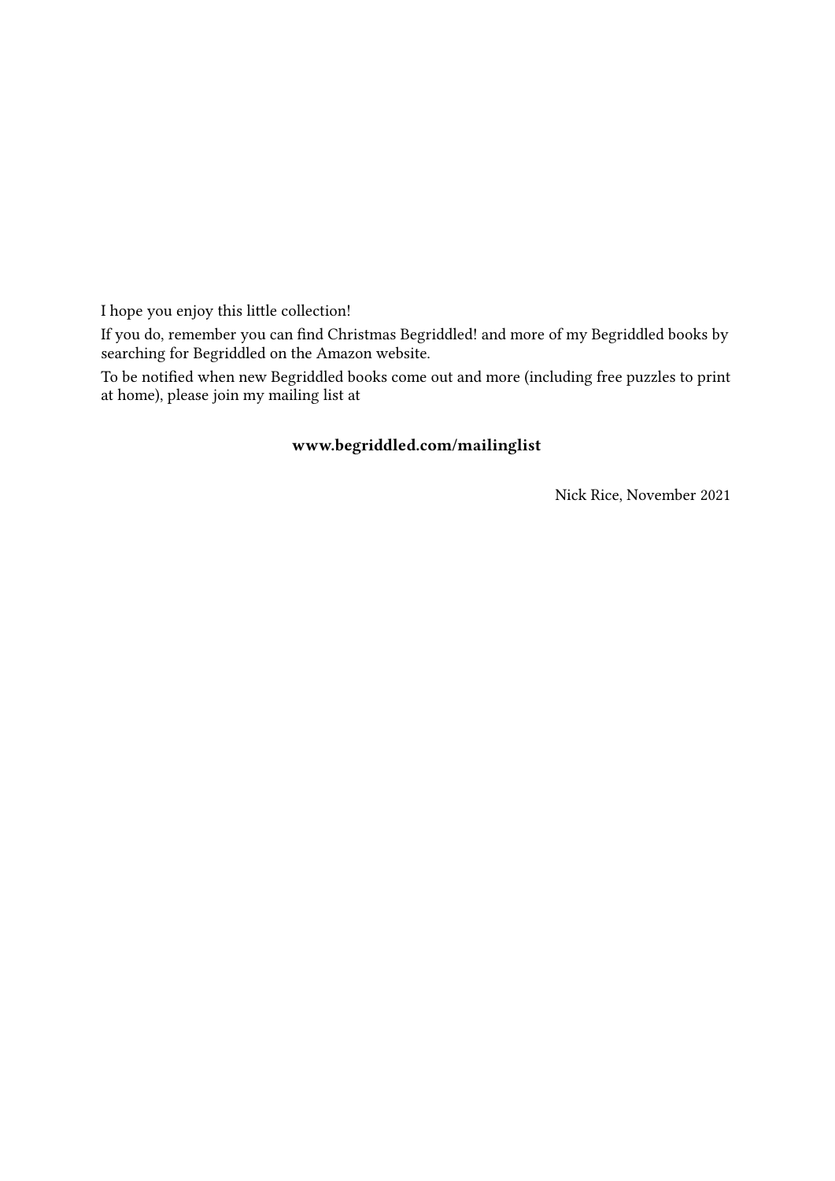I hope you enjoy this little collection!

If you do, remember you can find Christmas Begriddled! and more of my Begriddled books by searching for Begriddled on the Amazon website.

To be notified when new Begriddled books come out and more (including free puzzles to print at home), please join my mailing list at

**www.begriddled.com/mailinglist**

Nick Rice, November 2021